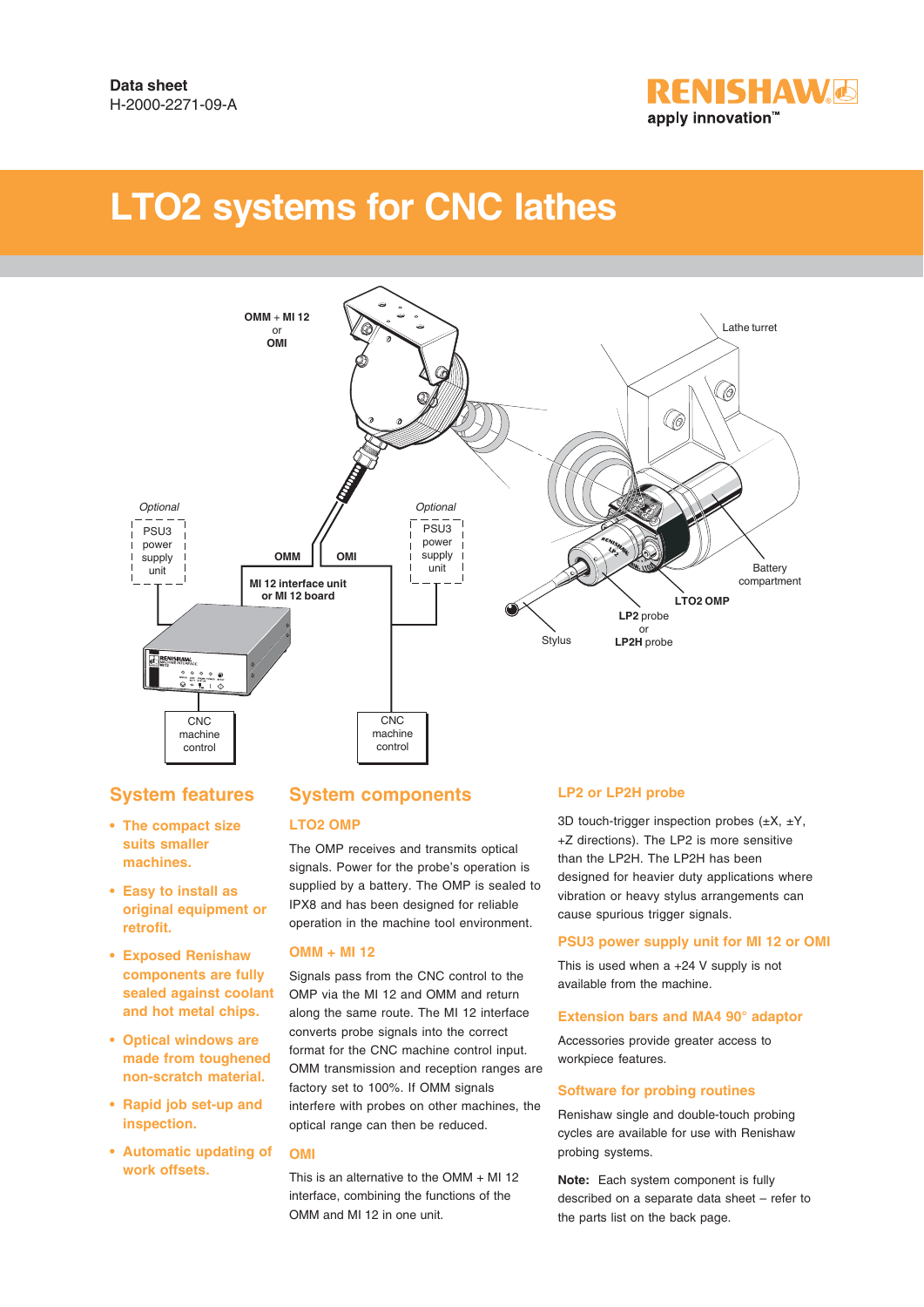**Data sheet**
H-2000-2271-09-A

# LTO2 systems for CNC lathes

OMM + MI 12
or
OMI

Lathe turret

Optional

PSU3 power supply unit

Optional

PSU3 power supply unit

OMM

OMI

MI 12 interface unit or MI 12 board

Battery compartment

LTO2 OMP

LP2 probe
or
LP2H probe

Stylus

CNC machine control

CNC machine control

## System features

- **The compact size suits smaller machines.**
- **Easy to install as original equipment or retrofit.**
- **Exposed Renishaw components are fully sealed against coolant and hot metal chips.**
- **Optical windows are made from toughened non-scratch material.**
- **Rapid job set-up and inspection.**
- **Automatic updating of work offsets.**

## System components

### LTO2 OMP

The OMP receives and transmits optical signals. Power for the probe's operation is supplied by a battery. The OMP is sealed to IPX8 and has been designed for reliable operation in the machine tool environment.

### OMM + MI 12

Signals pass from the CNC control to the OMP via the MI 12 and OMM and return along the same route. The MI 12 interface converts probe signals into the correct format for the CNC machine control input. OMM transmission and reception ranges are factory set to 100%. If OMM signals interfere with probes on other machines, the optical range can then be reduced.

### OMI

This is an alternative to the OMM + MI 12 interface, combining the functions of the OMM and MI 12 in one unit.

### LP2 or LP2H probe

3D touch-trigger inspection probes (±X, ±Y, +Z directions). The LP2 is more sensitive than the LP2H. The LP2H has been designed for heavier duty applications where vibration or heavy stylus arrangements can cause spurious trigger signals.

### PSU3 power supply unit for MI 12 or OMI

This is used when a +24 V supply is not available from the machine.

### Extension bars and MA4 90° adaptor

Accessories provide greater access to workpiece features.

### Software for probing routines

Renishaw single and double-touch probing cycles are available for use with Renishaw probing systems.

**Note:** Each system component is fully described on a separate data sheet – refer to the parts list on the back page.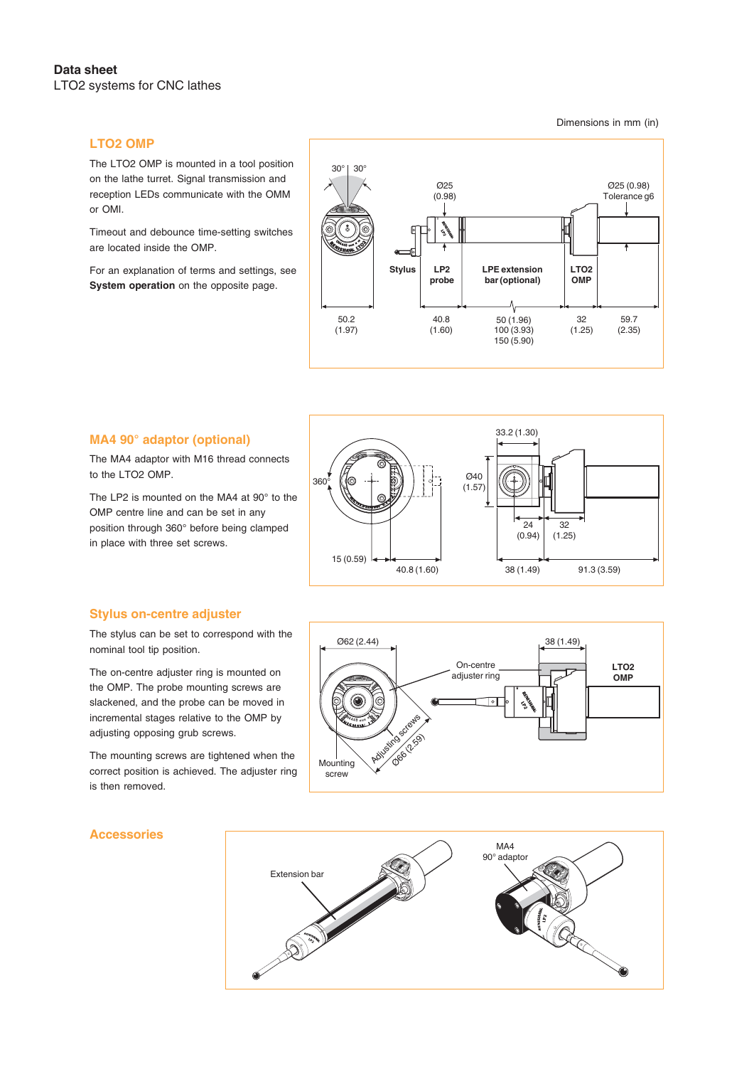**Data sheet**
LTO2 systems for CNC lathes

Dimensions in mm (in)

## LTO2 OMP

The LTO2 OMP is mounted in a tool position on the lathe turret. Signal transmission and reception LEDs communicate with the OMM or OMI.

Timeout and debounce time-setting switches are located inside the OMP.

For an explanation of terms and settings, see **System operation** on the opposite page.

30° 30°
Ø25 (0.98)
Ø25 (0.98) Tolerance g6
Stylus
LP2 probe
LPE extension bar (optional)
LTO2 OMP
50.2 (1.97)
40.8 (1.60)
50 (1.96) 100 (3.93) 150 (5.90)
32 (1.25)
59.7 (2.35)

## MA4 90° adaptor (optional)

The MA4 adaptor with M16 thread connects to the LTO2 OMP.

The LP2 is mounted on the MA4 at 90° to the OMP centre line and can be set in any position through 360° before being clamped in place with three set screws.

360°
15 (0.59)
40.8 (1.60)
33.2 (1.30)
Ø40 (1.57)
24 (0.94)
32 (1.25)
38 (1.49)
91.3 (3.59)

## Stylus on-centre adjuster

The stylus can be set to correspond with the nominal tool tip position.

The on-centre adjuster ring is mounted on the OMP. The probe mounting screws are slackened, and the probe can be moved in incremental stages relative to the OMP by adjusting opposing grub screws.

The mounting screws are tightened when the correct position is achieved. The adjuster ring is then removed.

Ø62 (2.44)
On-centre adjuster ring
38 (1.49)
LTO2 OMP
Mounting screw
Adjusting screws
Ø66 (2.59)

## Accessories

Extension bar
MA4 90° adaptor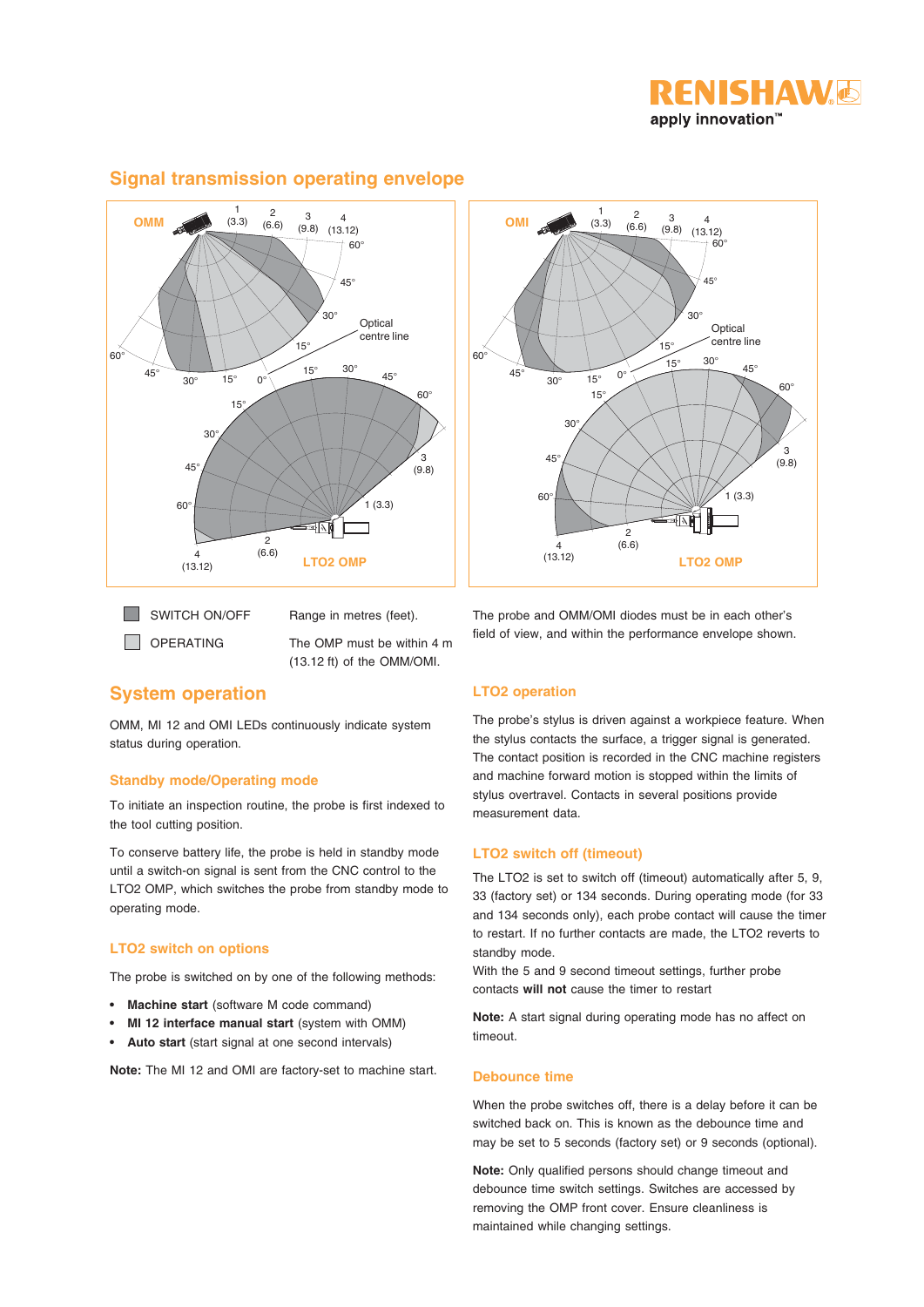## Signal transmission operating envelope

OMM

1 (3.3) 2 (6.6) 3 (9.8) 4 (13.12)

60° 45° 30° 15° 0°

Optical centre line

LTO2 OMP

OMI

1 (3.3) 2 (6.6) 3 (9.8) 4 (13.12)

60° 45° 30° 15° 0°

Optical centre line

LTO2 OMP

SWITCH ON/OFF

OPERATING

Range in metres (feet).

The OMP must be within 4 m (13.12 ft) of the OMM/OMI.

The probe and OMM/OMI diodes must be in each other's field of view, and within the performance envelope shown.

## System operation

OMM, MI 12 and OMI LEDs continuously indicate system status during operation.

### Standby mode/Operating mode

To initiate an inspection routine, the probe is first indexed to the tool cutting position.

To conserve battery life, the probe is held in standby mode until a switch-on signal is sent from the CNC control to the LTO2 OMP, which switches the probe from standby mode to operating mode.

### LTO2 switch on options

The probe is switched on by one of the following methods:

- **Machine start** (software M code command)
- **MI 12 interface manual start** (system with OMM)
- **Auto start** (start signal at one second intervals)

**Note:** The MI 12 and OMI are factory-set to machine start.

### LTO2 operation

The probe's stylus is driven against a workpiece feature. When the stylus contacts the surface, a trigger signal is generated. The contact position is recorded in the CNC machine registers and machine forward motion is stopped within the limits of stylus overtravel. Contacts in several positions provide measurement data.

### LTO2 switch off (timeout)

The LTO2 is set to switch off (timeout) automatically after 5, 9, 33 (factory set) or 134 seconds. During operating mode (for 33 and 134 seconds only), each probe contact will cause the timer to restart. If no further contacts are made, the LTO2 reverts to standby mode.
With the 5 and 9 second timeout settings, further probe contacts **will not** cause the timer to restart

**Note:** A start signal during operating mode has no affect on timeout.

### Debounce time

When the probe switches off, there is a delay before it can be switched back on. This is known as the debounce time and may be set to 5 seconds (factory set) or 9 seconds (optional).

**Note:** Only qualified persons should change timeout and debounce time switch settings. Switches are accessed by removing the OMP front cover. Ensure cleanliness is maintained while changing settings.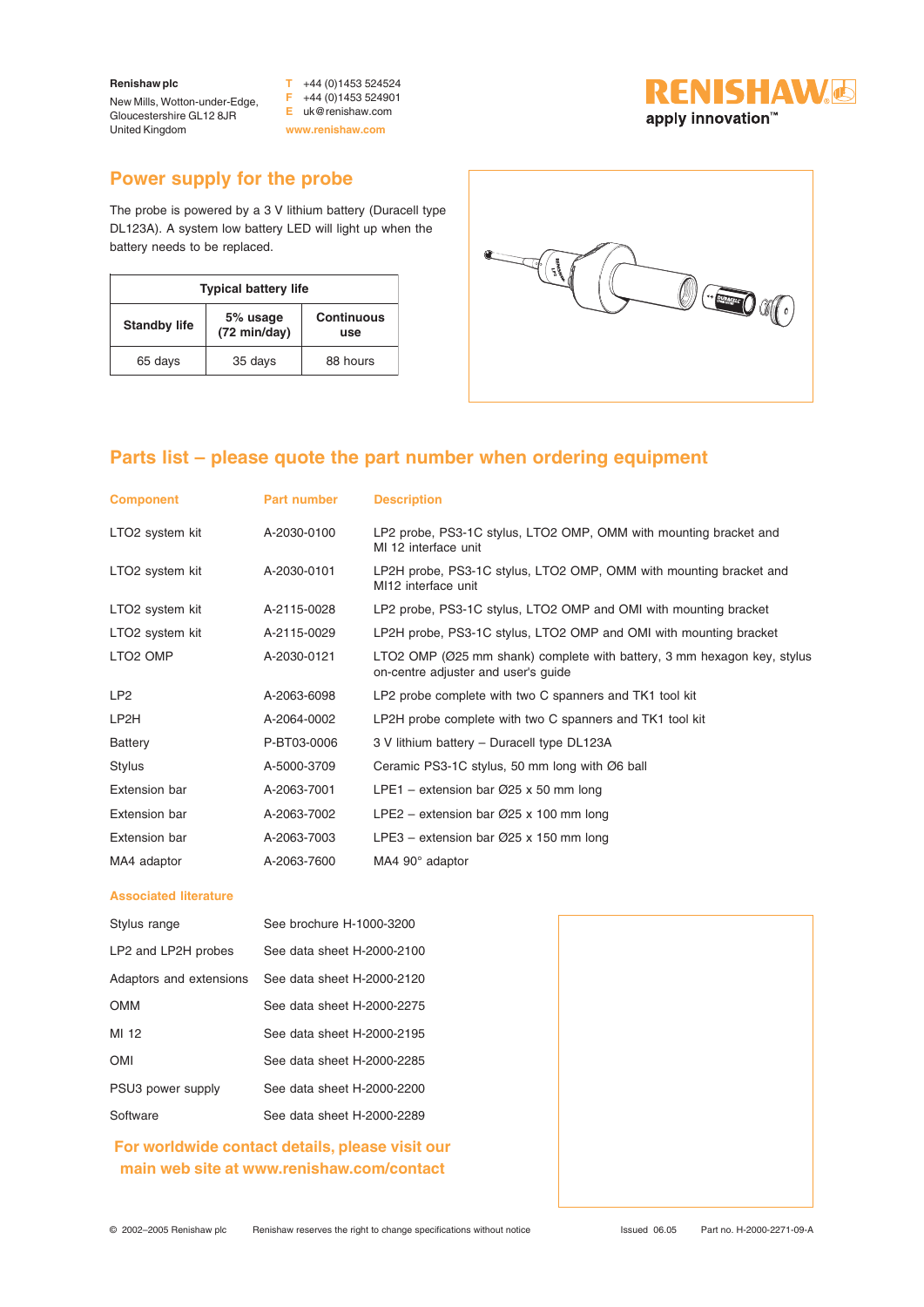**Renishaw plc**

New Mills, Wotton-under-Edge,
Gloucestershire GL12 8JR
United Kingdom

T +44 (0)1453 524524
F +44 (0)1453 524901
E uk@renishaw.com
www.renishaw.com

RENISHAW
apply innovation™

## Power supply for the probe

The probe is powered by a 3 V lithium battery (Duracell type DL123A). A system low battery LED will light up when the battery needs to be replaced.

| Typical battery life | | |
|---|---|---|
| **Standby life** | **5% usage (72 min/day)** | **Continuous use** |
| 65 days | 35 days | 88 hours |

## Parts list – please quote the part number when ordering equipment

| Component | Part number | Description |
|---|---|---|
| LTO2 system kit | A-2030-0100 | LP2 probe, PS3-1C stylus, LTO2 OMP, OMM with mounting bracket and MI 12 interface unit |
| LTO2 system kit | A-2030-0101 | LP2H probe, PS3-1C stylus, LTO2 OMP, OMM with mounting bracket and MI12 interface unit |
| LTO2 system kit | A-2115-0028 | LP2 probe, PS3-1C stylus, LTO2 OMP and OMI with mounting bracket |
| LTO2 system kit | A-2115-0029 | LP2H probe, PS3-1C stylus, LTO2 OMP and OMI with mounting bracket |
| LTO2 OMP | A-2030-0121 | LTO2 OMP (Ø25 mm shank) complete with battery, 3 mm hexagon key, stylus on-centre adjuster and user's guide |
| LP2 | A-2063-6098 | LP2 probe complete with two C spanners and TK1 tool kit |
| LP2H | A-2064-0002 | LP2H probe complete with two C spanners and TK1 tool kit |
| Battery | P-BT03-0006 | 3 V lithium battery – Duracell type DL123A |
| Stylus | A-5000-3709 | Ceramic PS3-1C stylus, 50 mm long with Ø6 ball |
| Extension bar | A-2063-7001 | LPE1 – extension bar Ø25 x 50 mm long |
| Extension bar | A-2063-7002 | LPE2 – extension bar Ø25 x 100 mm long |
| Extension bar | A-2063-7003 | LPE3 – extension bar Ø25 x 150 mm long |
| MA4 adaptor | A-2063-7600 | MA4 90° adaptor |

### Associated literature

| | |
|---|---|
| Stylus range | See brochure H-1000-3200 |
| LP2 and LP2H probes | See data sheet H-2000-2100 |
| Adaptors and extensions | See data sheet H-2000-2120 |
| OMM | See data sheet H-2000-2275 |
| MI 12 | See data sheet H-2000-2195 |
| OMI | See data sheet H-2000-2285 |
| PSU3 power supply | See data sheet H-2000-2200 |
| Software | See data sheet H-2000-2289 |

**For worldwide contact details, please visit our main web site at www.renishaw.com/contact**

© 2002–2005 Renishaw plc    Renishaw reserves the right to change specifications without notice    Issued 06.05    Part no. H-2000-2271-09-A